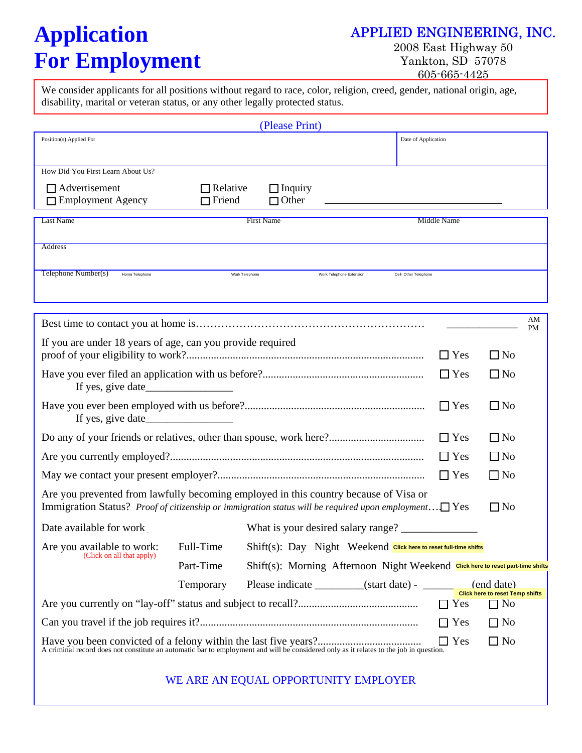# Application For Employment

**APPLIED ENGINEERING, INC.**
2008 East Highway 50
Yankton, SD 57078
605-665-4425

We consider applicants for all positions without regard to race, color, religion, creed, gender, national origin, age, disability, marital or veteran status, or any other legally protected status.

(Please Print)

| Position(s) Applied For | Date of Application |
|---|---|
| | |

How Did You First Learn About Us?

☐ Advertisement ☐ Relative ☐ Inquiry
☐ Employment Agency ☐ Friend ☐ Other ______________________________

| Last Name | First Name | Middle Name |
|---|---|---|
| | | |

Address

Telephone Number(s) | Home Telephone | Work Telephone | Work Telephone Extension | Cell- Other Telephone

Best time to contact you at home is…………………………………………………… ____________ AM / PM

If you are under 18 years of age, can you provide required proof of your eligibility to work?........................................ ☐ Yes ☐ No

Have you ever filed an application with us before?.............................. ☐ Yes ☐ No
If yes, give date________________

Have you ever been employed with us before?.................................... ☐ Yes ☐ No
If yes, give date________________

Do any of your friends or relatives, other than spouse, work here?.............. ☐ Yes ☐ No

Are you currently employed?................................................... ☐ Yes ☐ No

May we contact your present employer?........................................ ☐ Yes ☐ No

Are you prevented from lawfully becoming employed in this country because of Visa or Immigration Status? *Proof of citizenship or immigration status will be required upon employment*… ☐ Yes ☐ No

Date available for work What is your desired salary range? ______________

Are you available to work: (Click on all that apply)
- Full-Time Shift(s): Day Night Weekend Click here to reset full-time shifts
- Part-Time Shift(s): Morning Afternoon Night Weekend Click here to reset part-time shifts
- Temporary Please indicate _________(start date) - ______ (end date) Click here to reset Temp shifts

Are you currently on "lay-off" status and subject to recall?.................. ☐ Yes ☐ No

Can you travel if the job requires it?........................................ ☐ Yes ☐ No

Have you been convicted of a felony within the last five years?................ ☐ Yes ☐ No
A criminal record does not constitute an automatic bar to employment and will be considered only as it relates to the job in question.

WE ARE AN EQUAL OPPORTUNITY EMPLOYER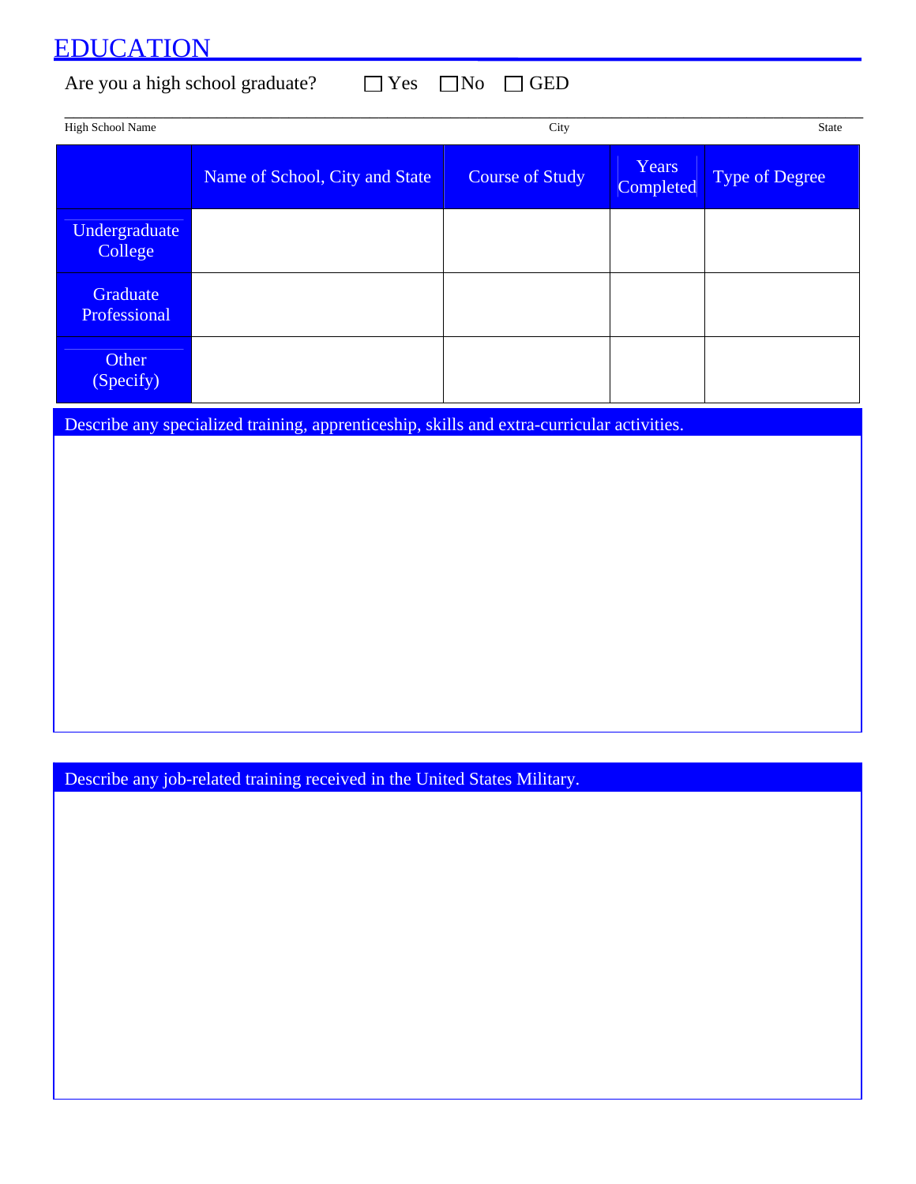# EDUCATION

Are you a high school graduate? ☐ Yes ☐ No ☐ GED

High School Name | City | State

| | Name of School, City and State | Course of Study | Years Completed | Type of Degree |
|---|---|---|---|---|
| Undergraduate College | | | | |
| Graduate Professional | | | | |
| Other (Specify) | | | | |

Describe any specialized training, apprenticeship, skills and extra-curricular activities.

Describe any job-related training received in the United States Military.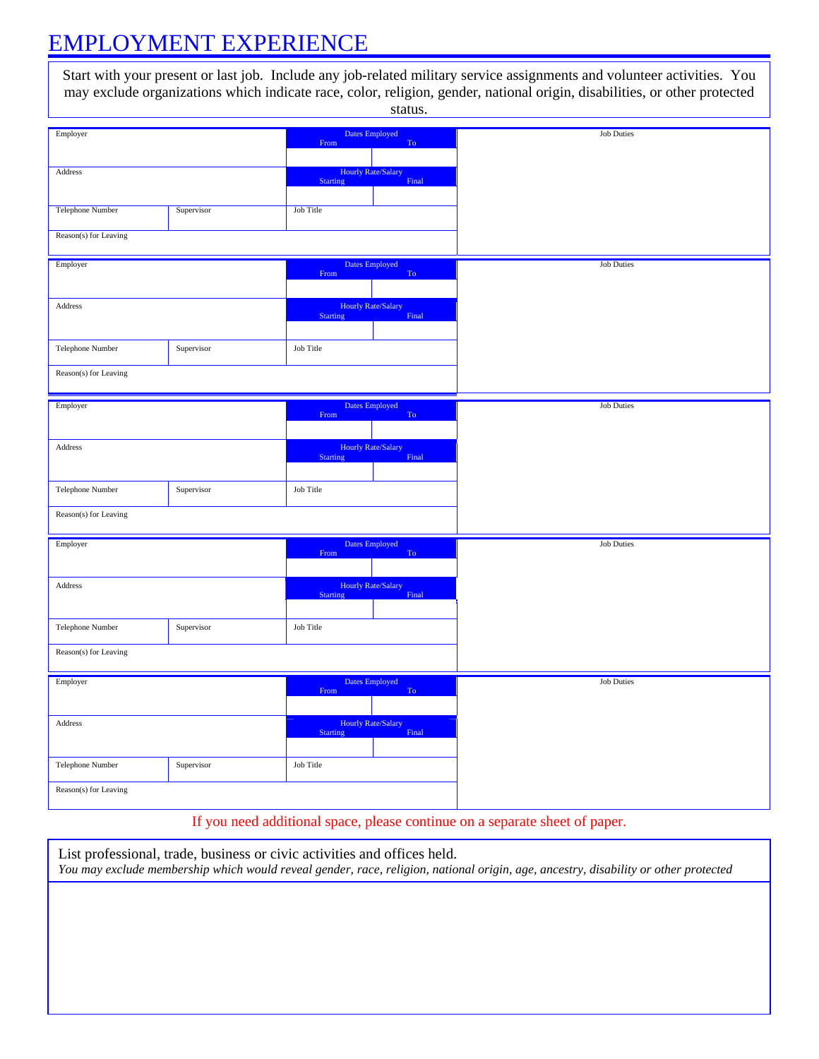# EMPLOYMENT EXPERIENCE

Start with your present or last job. Include any job-related military service assignments and volunteer activities. You may exclude organizations which indicate race, color, religion, gender, national origin, disabilities, or other protected status.

| Employer | | Dates Employed | | Job Duties |
|---|---|---|---|---|
| | | From | To | |
| Address | | Hourly Rate/Salary | | |
| | | Starting | Final | |
| Telephone Number | Supervisor | Job Title | | |
| Reason(s) for Leaving | | | | |

| Employer | | Dates Employed | | Job Duties |
|---|---|---|---|---|
| | | From | To | |
| Address | | Hourly Rate/Salary | | |
| | | Starting | Final | |
| Telephone Number | Supervisor | Job Title | | |
| Reason(s) for Leaving | | | | |

| Employer | | Dates Employed | | Job Duties |
|---|---|---|---|---|
| | | From | To | |
| Address | | Hourly Rate/Salary | | |
| | | Starting | Final | |
| Telephone Number | Supervisor | Job Title | | |
| Reason(s) for Leaving | | | | |

| Employer | | Dates Employed | | Job Duties |
|---|---|---|---|---|
| | | From | To | |
| Address | | Hourly Rate/Salary | | |
| | | Starting | Final | |
| Telephone Number | Supervisor | Job Title | | |
| Reason(s) for Leaving | | | | |

| Employer | | Dates Employed | | Job Duties |
|---|---|---|---|---|
| | | From | To | |
| Address | | Hourly Rate/Salary | | |
| | | Starting | Final | |
| Telephone Number | Supervisor | Job Title | | |
| Reason(s) for Leaving | | | | |

If you need additional space, please continue on a separate sheet of paper.

List professional, trade, business or civic activities and offices held.

*You may exclude membership which would reveal gender, race, religion, national origin, age, ancestry, disability or other protected*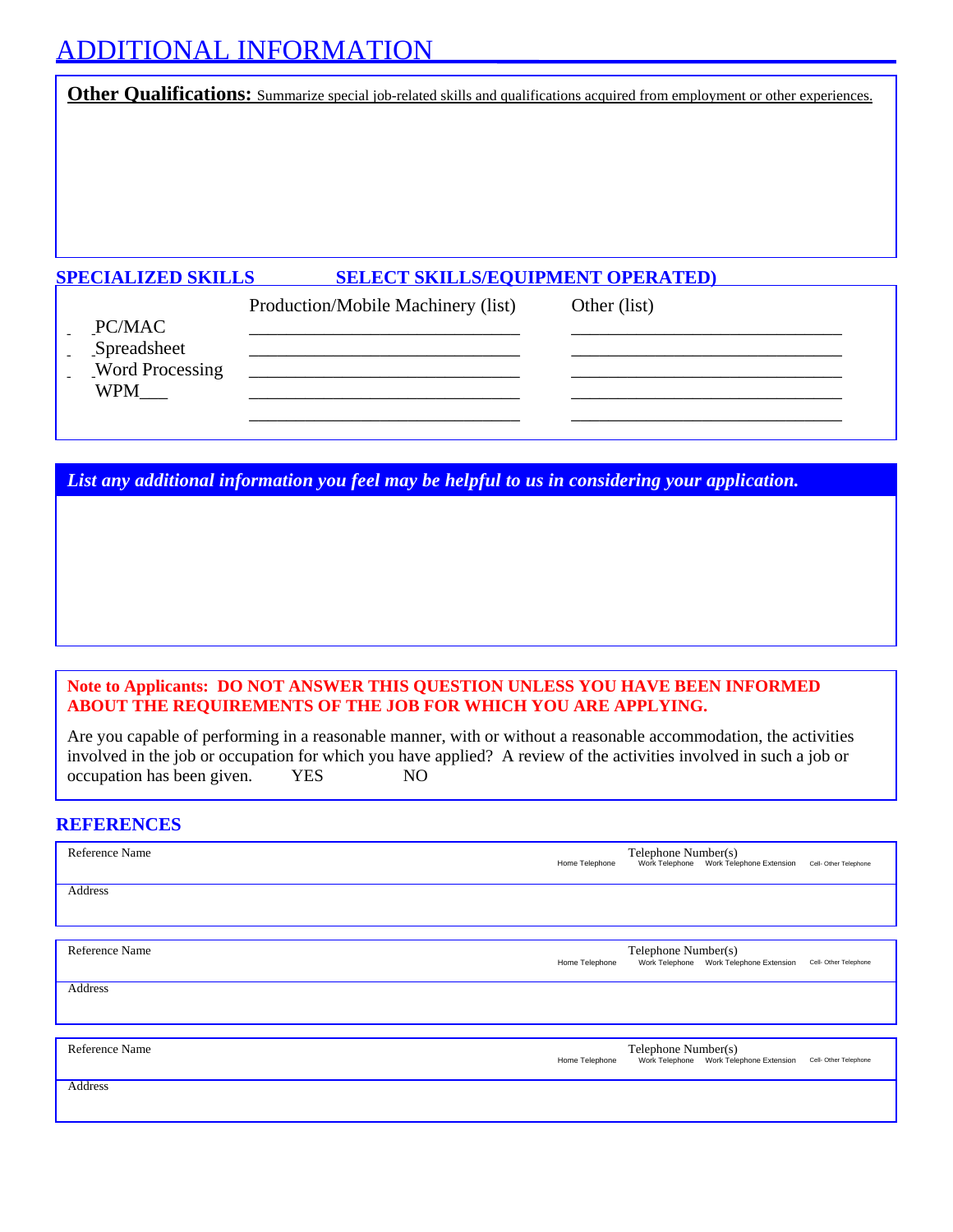# ADDITIONAL INFORMATION

**Other Qualifications:** Summarize special job-related skills and qualifications acquired from employment or other experiences.

## SPECIALIZED SKILLS SELECT SKILLS/EQUIPMENT OPERATED)

| | Production/Mobile Machinery (list) | Other (list) |
|---|---|---|
| _ PC/MAC | ______________________________ | ______________________________ |
| _ Spreadsheet | ______________________________ | ______________________________ |
| _ Word Processing | ______________________________ | ______________________________ |
| WPM___ | ______________________________ | ______________________________ |
| | ______________________________ | ______________________________ |

***List any additional information you feel may be helpful to us in considering your application.***

**Note to Applicants: DO NOT ANSWER THIS QUESTION UNLESS YOU HAVE BEEN INFORMED ABOUT THE REQUIREMENTS OF THE JOB FOR WHICH YOU ARE APPLYING.**

Are you capable of performing in a reasonable manner, with or without a reasonable accommodation, the activities involved in the job or occupation for which you have applied? A review of the activities involved in such a job or occupation has been given. YES NO

## REFERENCES

| Reference Name | Telephone Number(s) | | | |
|---|---|---|---|---|
| | Home Telephone | Work Telephone | Work Telephone Extension | Cell- Other Telephone |
| Address | | | | |

| Reference Name | Telephone Number(s) | | | |
|---|---|---|---|---|
| | Home Telephone | Work Telephone | Work Telephone Extension | Cell- Other Telephone |
| Address | | | | |

| Reference Name | Telephone Number(s) | | | |
|---|---|---|---|---|
| | Home Telephone | Work Telephone | Work Telephone Extension | Cell- Other Telephone |
| Address | | | | |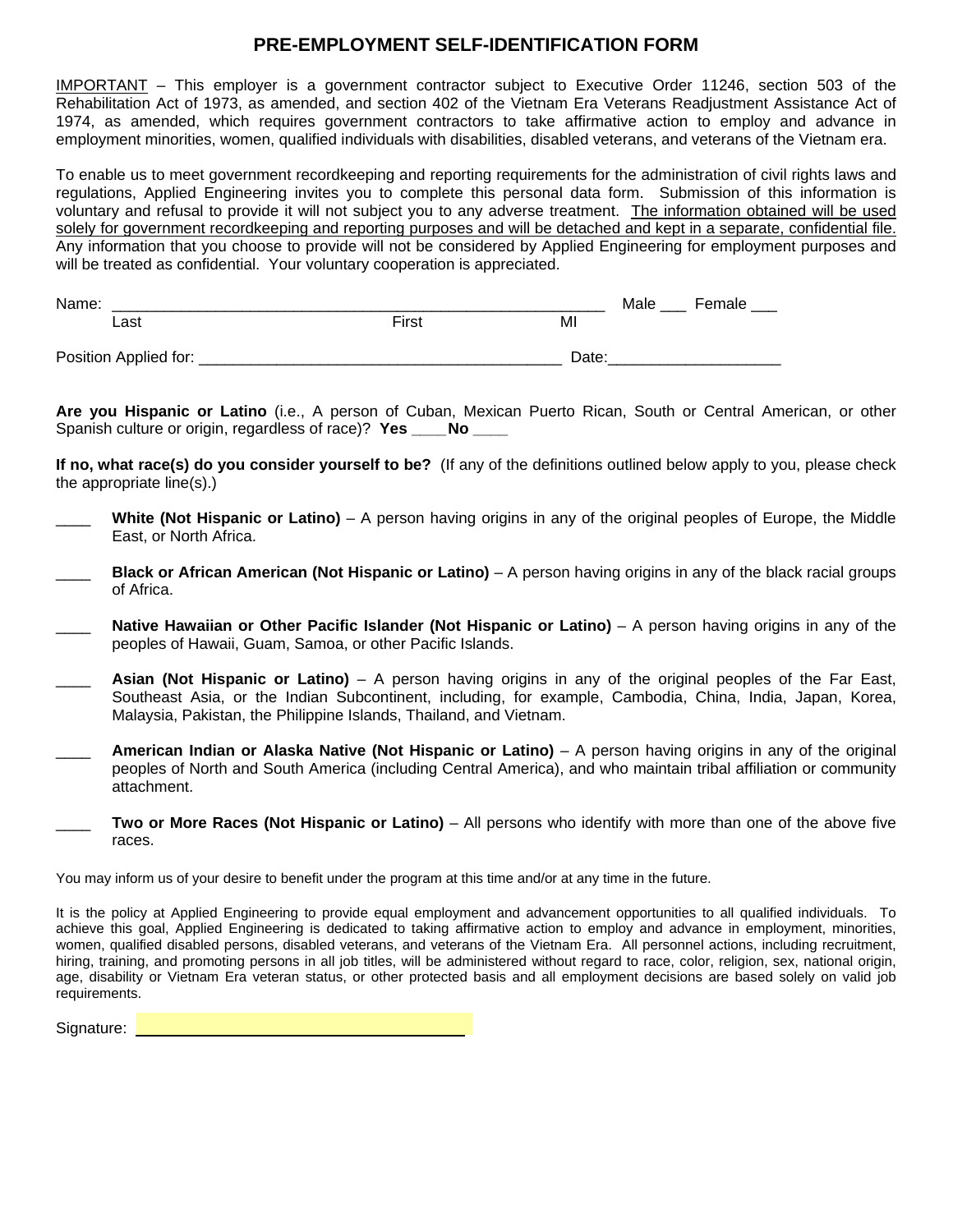# PRE-EMPLOYMENT SELF-IDENTIFICATION FORM

IMPORTANT – This employer is a government contractor subject to Executive Order 11246, section 503 of the Rehabilitation Act of 1973, as amended, and section 402 of the Vietnam Era Veterans Readjustment Assistance Act of 1974, as amended, which requires government contractors to take affirmative action to employ and advance in employment minorities, women, qualified individuals with disabilities, disabled veterans, and veterans of the Vietnam era.

To enable us to meet government recordkeeping and reporting requirements for the administration of civil rights laws and regulations, Applied Engineering invites you to complete this personal data form. Submission of this information is voluntary and refusal to provide it will not subject you to any adverse treatment. The information obtained will be used solely for government recordkeeping and reporting purposes and will be detached and kept in a separate, confidential file. Any information that you choose to provide will not be considered by Applied Engineering for employment purposes and will be treated as confidential. Your voluntary cooperation is appreciated.

Name: ____________________________________________________________ Male ___ Female ___
Last First MI

Position Applied for: ___________________________________________ Date:___________________

**Are you Hispanic or Latino** (i.e., A person of Cuban, Mexican Puerto Rican, South or Central American, or other Spanish culture or origin, regardless of race)? **Yes ____ No ____**

**If no, what race(s) do you consider yourself to be?** (If any of the definitions outlined below apply to you, please check the appropriate line(s).)

____ **White (Not Hispanic or Latino)** – A person having origins in any of the original peoples of Europe, the Middle East, or North Africa.

____ **Black or African American (Not Hispanic or Latino)** – A person having origins in any of the black racial groups of Africa.

____ **Native Hawaiian or Other Pacific Islander (Not Hispanic or Latino)** – A person having origins in any of the peoples of Hawaii, Guam, Samoa, or other Pacific Islands.

____ **Asian (Not Hispanic or Latino)** – A person having origins in any of the original peoples of the Far East, Southeast Asia, or the Indian Subcontinent, including, for example, Cambodia, China, India, Japan, Korea, Malaysia, Pakistan, the Philippine Islands, Thailand, and Vietnam.

____ **American Indian or Alaska Native (Not Hispanic or Latino)** – A person having origins in any of the original peoples of North and South America (including Central America), and who maintain tribal affiliation or community attachment.

____ **Two or More Races (Not Hispanic or Latino)** – All persons who identify with more than one of the above five races.

You may inform us of your desire to benefit under the program at this time and/or at any time in the future.

It is the policy at Applied Engineering to provide equal employment and advancement opportunities to all qualified individuals. To achieve this goal, Applied Engineering is dedicated to taking affirmative action to employ and advance in employment, minorities, women, qualified disabled persons, disabled veterans, and veterans of the Vietnam Era. All personnel actions, including recruitment, hiring, training, and promoting persons in all job titles, will be administered without regard to race, color, religion, sex, national origin, age, disability or Vietnam Era veteran status, or other protected basis and all employment decisions are based solely on valid job requirements.

Signature: ______________________________________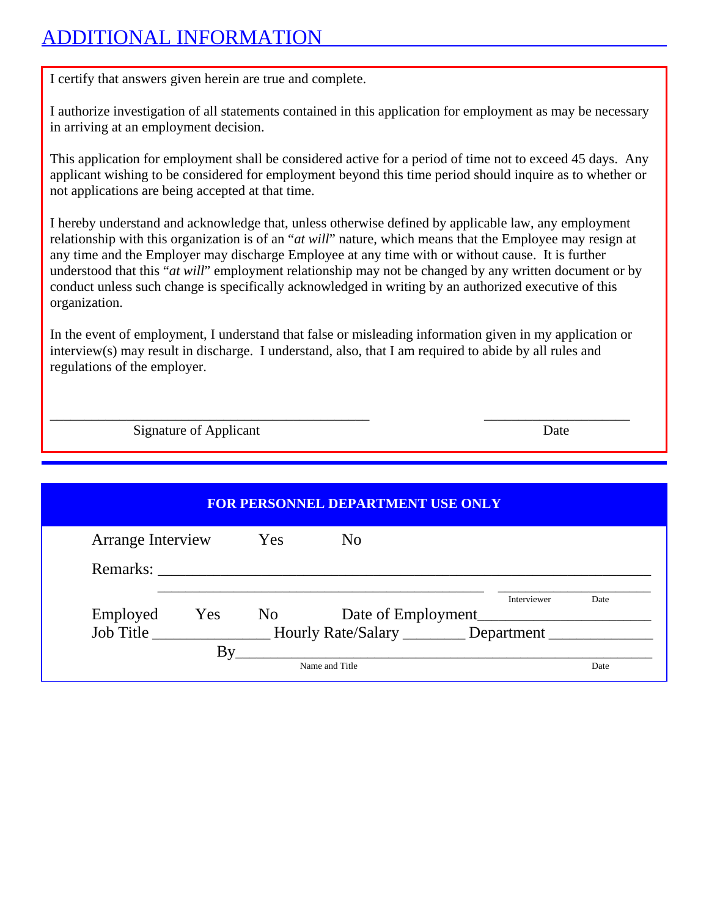## ADDITIONAL INFORMATION

I certify that answers given herein are true and complete.

I authorize investigation of all statements contained in this application for employment as may be necessary in arriving at an employment decision.

This application for employment shall be considered active for a period of time not to exceed 45 days. Any applicant wishing to be considered for employment beyond this time period should inquire as to whether or not applications are being accepted at that time.

I hereby understand and acknowledge that, unless otherwise defined by applicable law, any employment relationship with this organization is of an "*at will*" nature, which means that the Employee may resign at any time and the Employer may discharge Employee at any time with or without cause. It is further understood that this "*at will*" employment relationship may not be changed by any written document or by conduct unless such change is specifically acknowledged in writing by an authorized executive of this organization.

In the event of employment, I understand that false or misleading information given in my application or interview(s) may result in discharge. I understand, also, that I am required to abide by all rules and regulations of the employer.

_____________________________________________ ____________________
Signature of Applicant Date

**FOR PERSONNEL DEPARTMENT USE ONLY**

Arrange Interview Yes No

Remarks: ____________________________________________________________

______________________________________________ ____________________
Interviewer Date

Employed Yes No Date of Employment____________________

Job Title ______________ Hourly Rate/Salary ________ Department _____________

By______________________________________________________
Name and Title Date